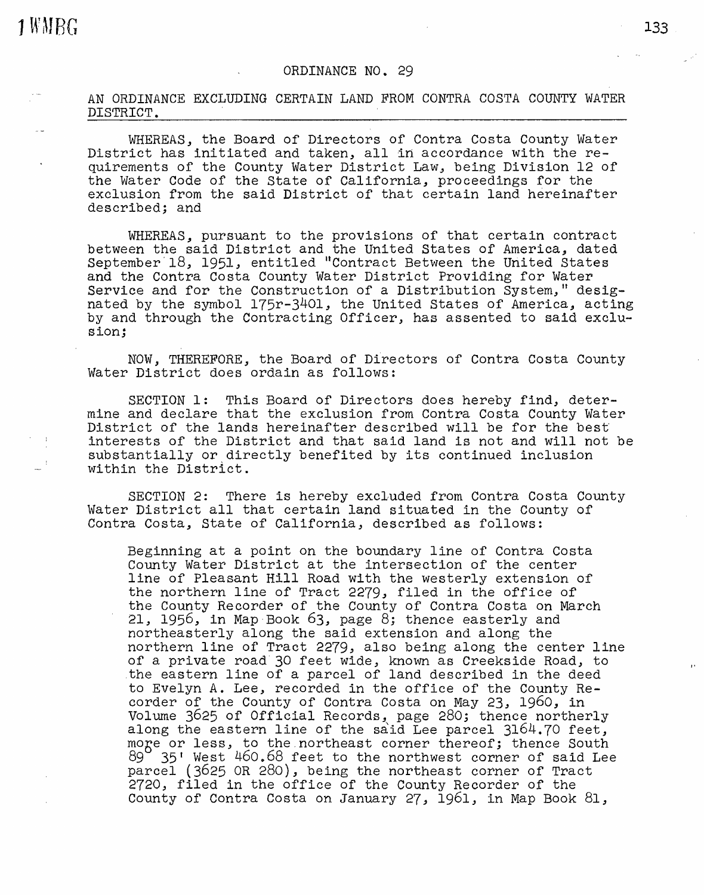# ORDINANCE NO. 29

AN ORDINANCE EXCLUDING CERTAIN LAND FROM CONTRA COSTA COUNTY WATER DISTRICT.

WHEREAS, the Board of Directors of Contra Costa County Water District has initiated and taken, all in accordance with the requirements of the County Water District Law, being Division 12 of the Water Code of the State of California, proceedings for the exclusion from the said District of that certain land hereinafter described; and

WHEREAS, pursuant to the provisions of that certain contract between the said District and the United States of America, dated September 18, 1951, entitled "Contract Between the United States and the Contra Costa County Water District Providing for Water Service and for the Construction of a Distribution System," designated by the symbol 175r-3401, the United States of America, acting by and through the Contracting Officer, has assented to said exclusion;

NOW, THEREFORE, the Board of Directors of Contra Costa County Water District does ordain as follows:

SECTION 1: This Board of Directors does hereby find, determine and declare that the exclusion from Contra Costa County Water District of the lands hereinafter described will be for the best interests of the District and that said land is not and will not be substantially or directly benefited by its continued inclusion within the District.

SECTION 2: There is hereby excluded from Contra Costa County Water District all that certain land situated in the County of Contra Costa, State of California, described as follows:

Beginning at a point on the boundary line of Contra Costa County Water District at the intersection of the center line of Pleasant Hill Road with the westerly extension of the northern line of Tract 2279, filed in the office of the County Recorder of the County of Contra Costa on March 21, 1956, in Map Book 63, page 8; thence easterly and northeasterly along the said extension and along the northern line of Tract 2279, also being along the center line of a private road 30 feet wide, known as Creekside Road, to the eastern line of a parcel of land described in the deed to Evelyn A. Lee, recorded in the office of the County Recorder of the County of Contra Costa on May 23, 1960, in Volume 3625 of Official Records, page 280; thence northerly along the eastern line of the said Lee parcel 3164.70 feet, more or less, to the northeast corner thereof; thence South 89° 35' West 460.68 feet to the northwest corner of said Lee parcel (3625 OR 280), being the northeast corner of Tract 2720, filed in the office of the County Recorder of the County of Contra Costa on January 27, 1961, in Map Book 81,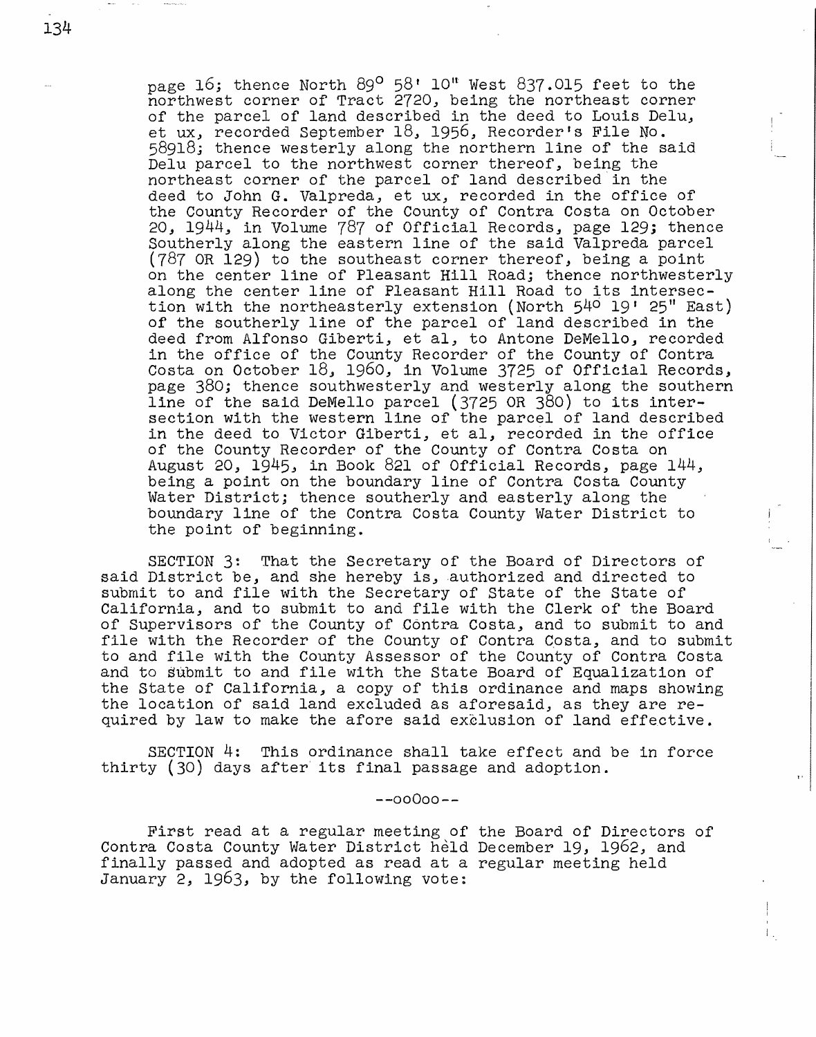page 16; thence North 89° 58' 10" West 837.015 feet to the northwest corner of Tract 2720, being the northeast corner of the parcel of land described in the deed to Louis Delu, et ux, recorded September 18, 1956, Recorder's File No. 58918; thence westerly along the northern line of the said Delu parcel to the northwest corner thereof, being the northeast corner of the parcel of land described in the deed to John G. Valpreda, et ux, recorded in the office of the County Recorder of the County of Contra Costa on October 20, 1944, in Volume 787 of Official Records, page 129; thence Southerly along the eastern line of the said Valpreda parcel (787 OR 129) to the southeast corner thereof, being a point on the center line of Pleasant Hill Road; thence northwesterly along the center line of Pleasant Hill Road to its intersection with the northeasterly extension (North 54° 19' 25" East) of the southerly line of the parcel of land described in the deed from Alfonso Giberti, et al, to Antone DeMello, recorded in the office of the County Recorder of the County of Contra Costa on October 18, 1960, in Volume 3725 of Official Records, page 380; thence southwesterly and westerly along the southern line of the said DeMello parcel (3725 OR 380) to its intersection with the western line of the parcel of land described in the deed to Victor Giberti, et al, recorded in the office of the County Recorder of the County of Contra Costa on August 20, 1945, in Book 821 of Official Records, page 144, being a point on the boundary line of Contra Costa County Water District; thence southerly and easterly along the boundary line of the Contra Costa County Water District to the point of beginning.

SECTION 3: That the Secretary of the Board of Directors of said District be, and she hereby is, authorized and directed to submit to and file with the Secretary of State of the State of California, and to submit to and file with the Clerk of the Board of Supervisors of the County of Contra Costa, and to submit to and file with the Recorder of the County of Contra Costa, and to submit to and file with the County Assessor of the County of Contra Costa and to submit to and file with the State Board of Equalization of the State of California, a copy of this ordinance and maps showing the location of said land excluded as aforesaid, as they are required by law to make the afore said exclusion of land effective.

SECTION 4: This ordinance shall take effect and be in force thirty (30) days after its final passage and adoption.

--ooOoo--

First read at a regular meeting of the Board of Directors of Contra Costa County Water District held December 19, 1962, and finally passed and adopted as read at a regular meeting held January 2, 1963, by the following vote: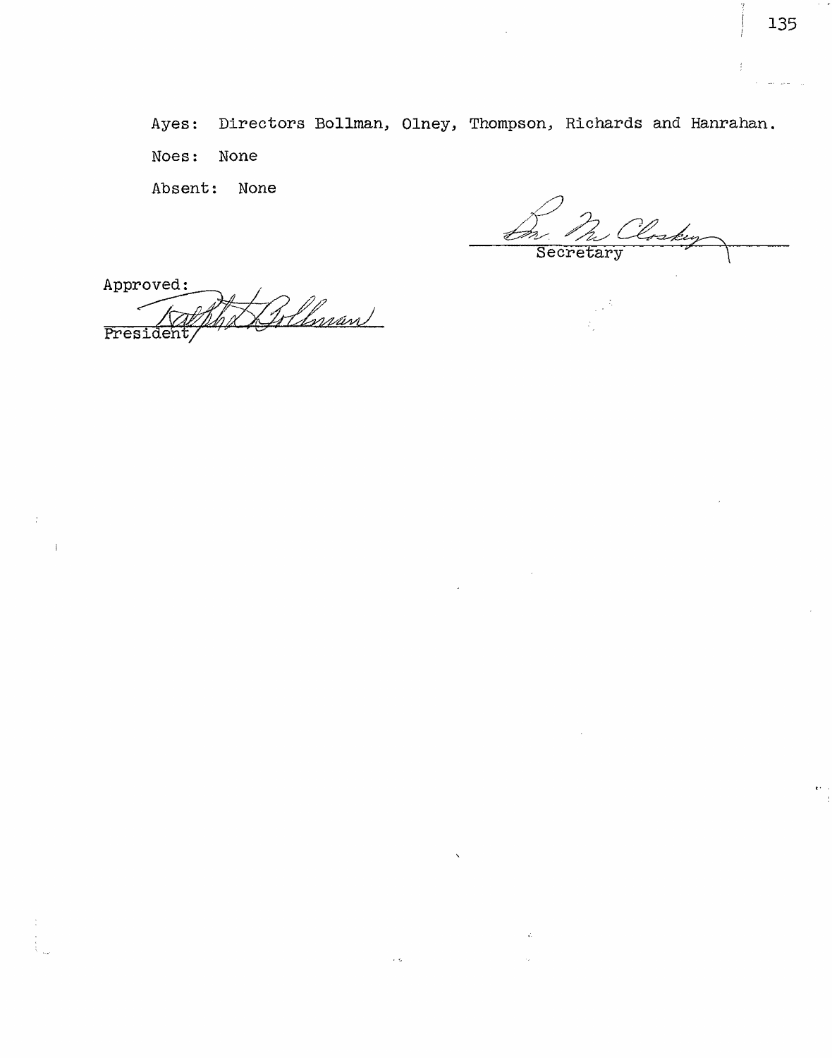Ayes: Directors Bollman, Olney, Thompson, Richards and Hanrahan.

Noes: None

Absent: None

Secretary

Approved:

President